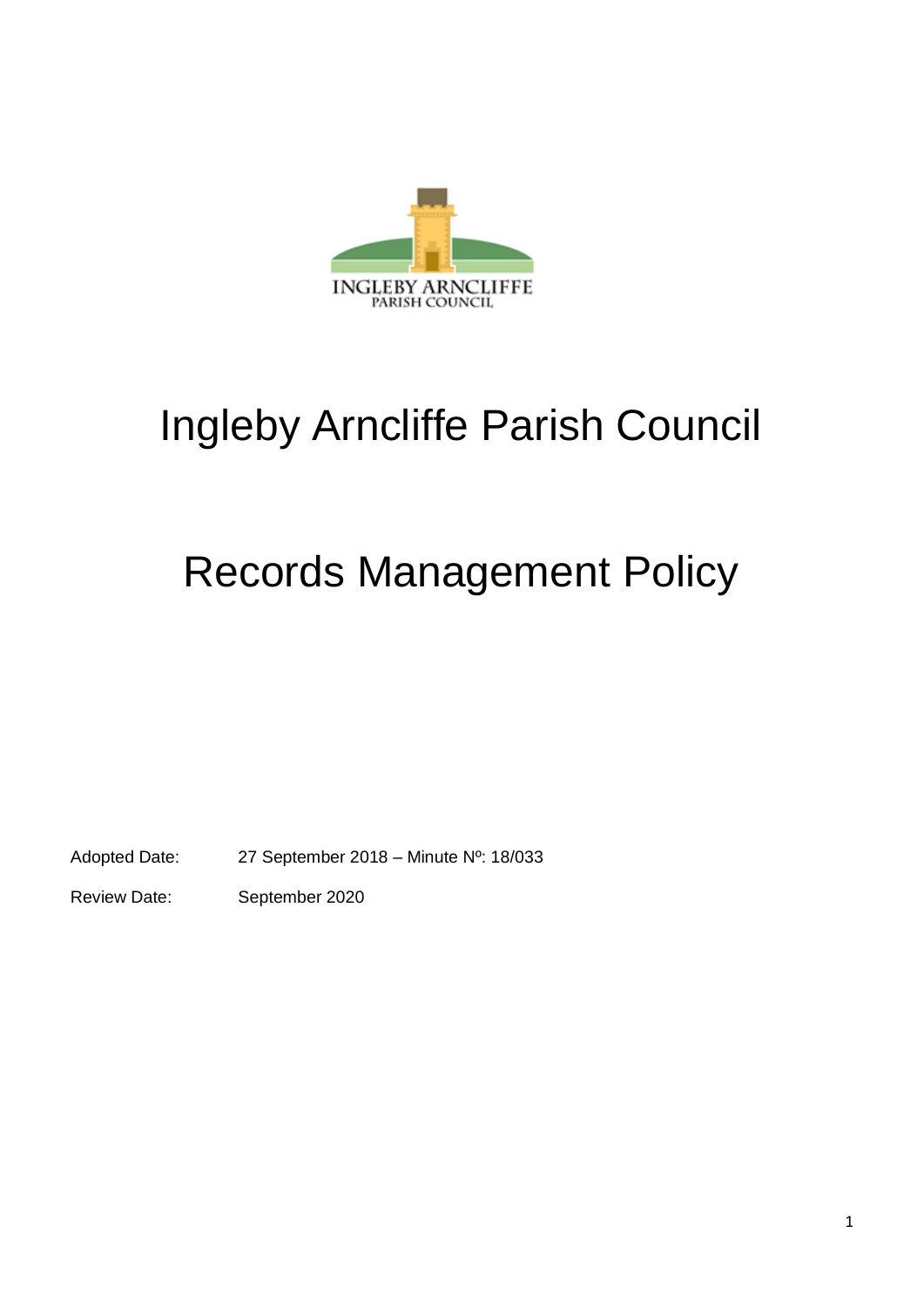# Ingleby Arncliffe Parish Council

# Records Management Policy

Adopted Date: 27 September 2018 – Minute Nº: 18/033

Review Date: September 2020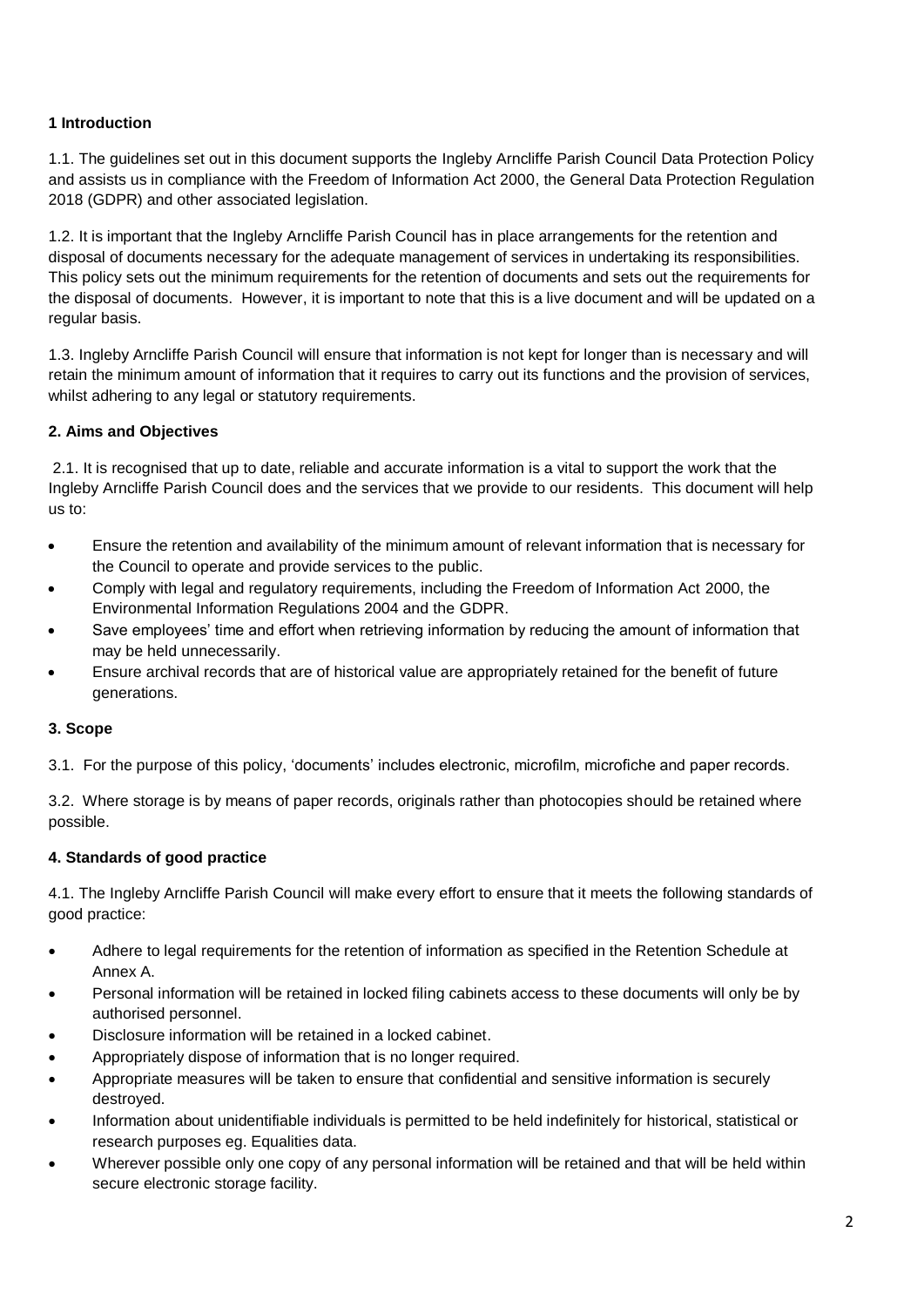## 1 Introduction

1.1. The guidelines set out in this document supports the Ingleby Arncliffe Parish Council Data Protection Policy and assists us in compliance with the Freedom of Information Act 2000, the General Data Protection Regulation 2018 (GDPR) and other associated legislation.

1.2. It is important that the Ingleby Arncliffe Parish Council has in place arrangements for the retention and disposal of documents necessary for the adequate management of services in undertaking its responsibilities. This policy sets out the minimum requirements for the retention of documents and sets out the requirements for the disposal of documents. However, it is important to note that this is a live document and will be updated on a regular basis.

1.3. Ingleby Arncliffe Parish Council will ensure that information is not kept for longer than is necessary and will retain the minimum amount of information that it requires to carry out its functions and the provision of services, whilst adhering to any legal or statutory requirements.

## 2. Aims and Objectives

2.1. It is recognised that up to date, reliable and accurate information is a vital to support the work that the Ingleby Arncliffe Parish Council does and the services that we provide to our residents. This document will help us to:

- Ensure the retention and availability of the minimum amount of relevant information that is necessary for the Council to operate and provide services to the public.
- Comply with legal and regulatory requirements, including the Freedom of Information Act 2000, the Environmental Information Regulations 2004 and the GDPR.
- Save employees' time and effort when retrieving information by reducing the amount of information that may be held unnecessarily.
- Ensure archival records that are of historical value are appropriately retained for the benefit of future generations.

## 3. Scope

3.1. For the purpose of this policy, 'documents' includes electronic, microfilm, microfiche and paper records.

3.2. Where storage is by means of paper records, originals rather than photocopies should be retained where possible.

## 4. Standards of good practice

4.1. The Ingleby Arncliffe Parish Council will make every effort to ensure that it meets the following standards of good practice:

- Adhere to legal requirements for the retention of information as specified in the Retention Schedule at Annex A.
- Personal information will be retained in locked filing cabinets access to these documents will only be by authorised personnel.
- Disclosure information will be retained in a locked cabinet.
- Appropriately dispose of information that is no longer required.
- Appropriate measures will be taken to ensure that confidential and sensitive information is securely destroyed.
- Information about unidentifiable individuals is permitted to be held indefinitely for historical, statistical or research purposes eg. Equalities data.
- Wherever possible only one copy of any personal information will be retained and that will be held within secure electronic storage facility.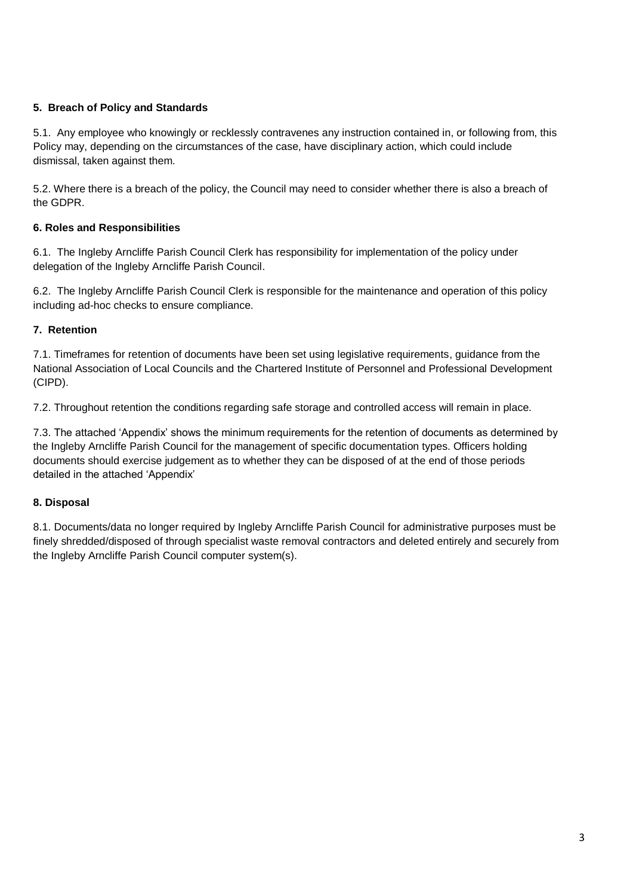**5. Breach of Policy and Standards**

5.1. Any employee who knowingly or recklessly contravenes any instruction contained in, or following from, this Policy may, depending on the circumstances of the case, have disciplinary action, which could include dismissal, taken against them.

5.2. Where there is a breach of the policy, the Council may need to consider whether there is also a breach of the GDPR.

**6. Roles and Responsibilities**

6.1. The Ingleby Arncliffe Parish Council Clerk has responsibility for implementation of the policy under delegation of the Ingleby Arncliffe Parish Council.

6.2. The Ingleby Arncliffe Parish Council Clerk is responsible for the maintenance and operation of this policy including ad-hoc checks to ensure compliance.

**7. Retention**

7.1. Timeframes for retention of documents have been set using legislative requirements, guidance from the National Association of Local Councils and the Chartered Institute of Personnel and Professional Development (CIPD).

7.2. Throughout retention the conditions regarding safe storage and controlled access will remain in place.

7.3. The attached 'Appendix' shows the minimum requirements for the retention of documents as determined by the Ingleby Arncliffe Parish Council for the management of specific documentation types. Officers holding documents should exercise judgement as to whether they can be disposed of at the end of those periods detailed in the attached 'Appendix'

**8. Disposal**

8.1. Documents/data no longer required by Ingleby Arncliffe Parish Council for administrative purposes must be finely shredded/disposed of through specialist waste removal contractors and deleted entirely and securely from the Ingleby Arncliffe Parish Council computer system(s).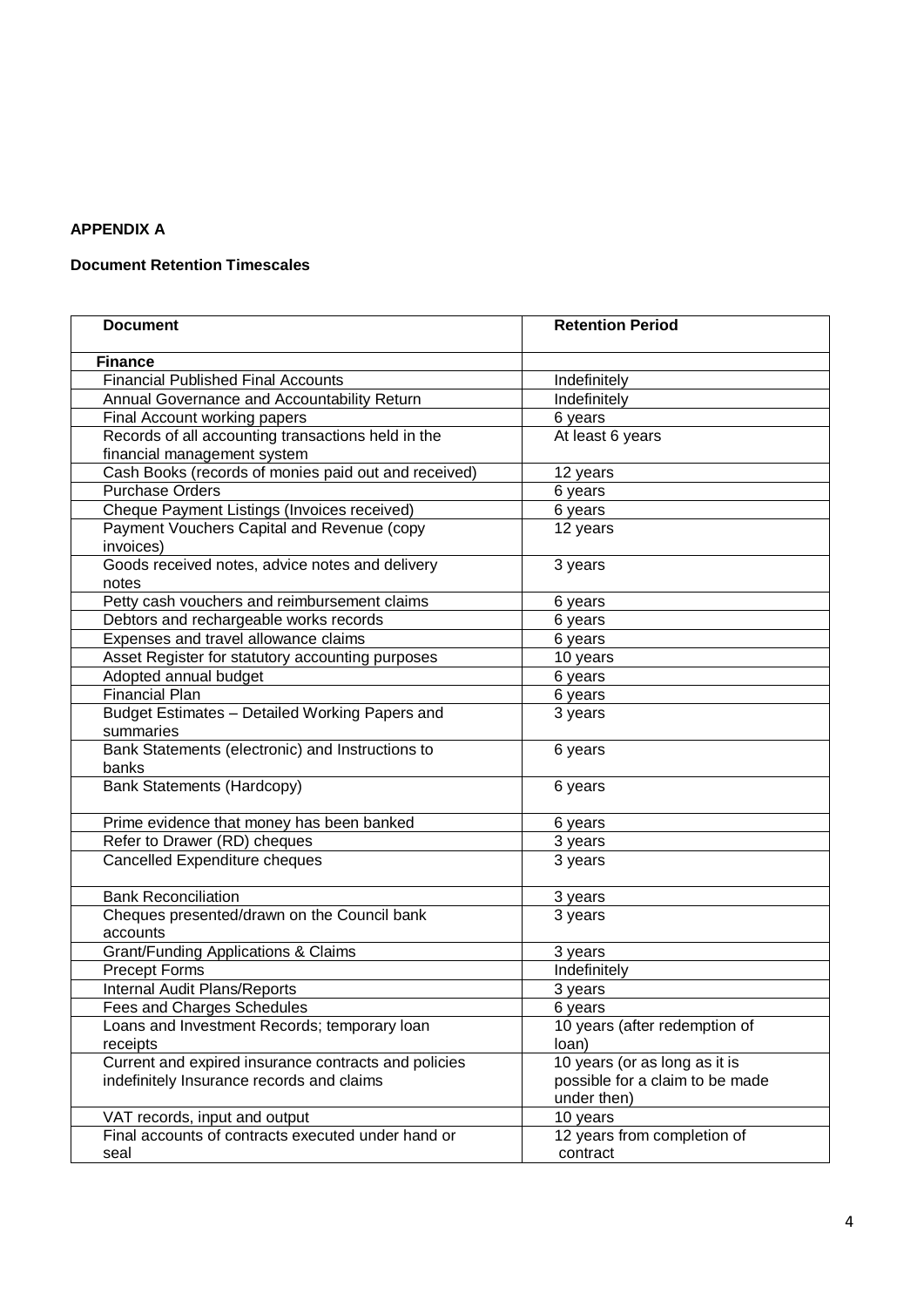**APPENDIX A**

**Document Retention Timescales**

| Document | Retention Period |
|---|---|
| **Finance** | |
| Financial Published Final Accounts | Indefinitely |
| Annual Governance and Accountability Return | Indefinitely |
| Final Account working papers | 6 years |
| Records of all accounting transactions held in the financial management system | At least 6 years |
| Cash Books (records of monies paid out and received) | 12 years |
| Purchase Orders | 6 years |
| Cheque Payment Listings (Invoices received) | 6 years |
| Payment Vouchers Capital and Revenue (copy invoices) | 12 years |
| Goods received notes, advice notes and delivery notes | 3 years |
| Petty cash vouchers and reimbursement claims | 6 years |
| Debtors and rechargeable works records | 6 years |
| Expenses and travel allowance claims | 6 years |
| Asset Register for statutory accounting purposes | 10 years |
| Adopted annual budget | 6 years |
| Financial Plan | 6 years |
| Budget Estimates – Detailed Working Papers and summaries | 3 years |
| Bank Statements (electronic) and Instructions to banks | 6 years |
| Bank Statements (Hardcopy) | 6 years |
| Prime evidence that money has been banked | 6 years |
| Refer to Drawer (RD) cheques | 3 years |
| Cancelled Expenditure cheques | 3 years |
| Bank Reconciliation | 3 years |
| Cheques presented/drawn on the Council bank accounts | 3 years |
| Grant/Funding Applications & Claims | 3 years |
| Precept Forms | Indefinitely |
| Internal Audit Plans/Reports | 3 years |
| Fees and Charges Schedules | 6 years |
| Loans and Investment Records; temporary loan receipts | 10 years (after redemption of loan) |
| Current and expired insurance contracts and policies indefinitely Insurance records and claims | 10 years (or as long as it is possible for a claim to be made under then) |
| VAT records, input and output | 10 years |
| Final accounts of contracts executed under hand or seal | 12 years from completion of contract |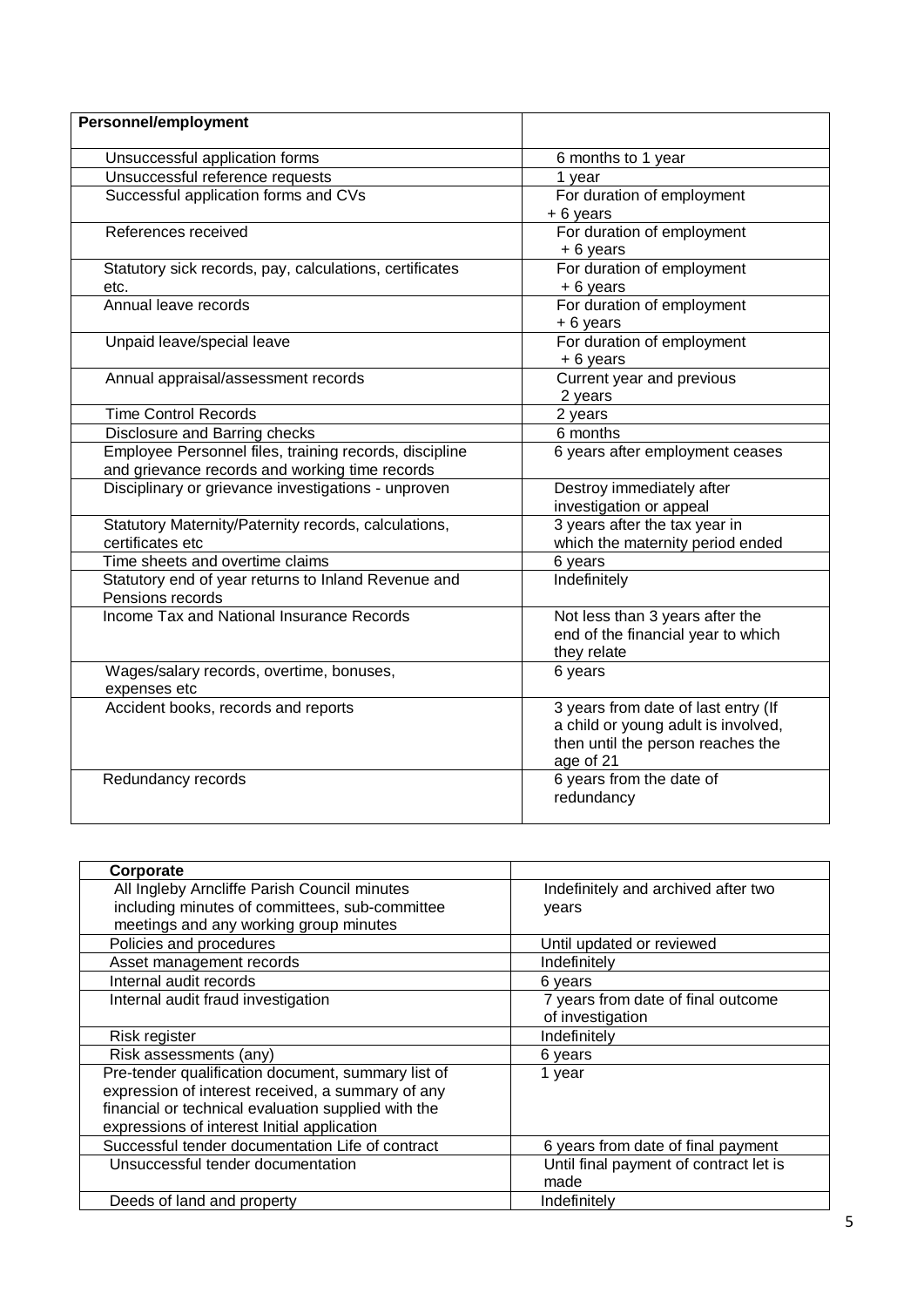| **Personnel/employment** | |
|---|---|
| Unsuccessful application forms | 6 months to 1 year |
| Unsuccessful reference requests | 1 year |
| Successful application forms and CVs | For duration of employment + 6 years |
| References received | For duration of employment + 6 years |
| Statutory sick records, pay, calculations, certificates etc. | For duration of employment + 6 years |
| Annual leave records | For duration of employment + 6 years |
| Unpaid leave/special leave | For duration of employment + 6 years |
| Annual appraisal/assessment records | Current year and previous 2 years |
| Time Control Records | 2 years |
| Disclosure and Barring checks | 6 months |
| Employee Personnel files, training records, discipline and grievance records and working time records | 6 years after employment ceases |
| Disciplinary or grievance investigations - unproven | Destroy immediately after investigation or appeal |
| Statutory Maternity/Paternity records, calculations, certificates etc | 3 years after the tax year in which the maternity period ended |
| Time sheets and overtime claims | 6 years |
| Statutory end of year returns to Inland Revenue and Pensions records | Indefinitely |
| Income Tax and National Insurance Records | Not less than 3 years after the end of the financial year to which they relate |
| Wages/salary records, overtime, bonuses, expenses etc | 6 years |
| Accident books, records and reports | 3 years from date of last entry (If a child or young adult is involved, then until the person reaches the age of 21 |
| Redundancy records | 6 years from the date of redundancy |

| **Corporate** | |
|---|---|
| All Ingleby Arncliffe Parish Council minutes including minutes of committees, sub-committee meetings and any working group minutes | Indefinitely and archived after two years |
| Policies and procedures | Until updated or reviewed |
| Asset management records | Indefinitely |
| Internal audit records | 6 years |
| Internal audit fraud investigation | 7 years from date of final outcome of investigation |
| Risk register | Indefinitely |
| Risk assessments (any) | 6 years |
| Pre-tender qualification document, summary list of expression of interest received, a summary of any financial or technical evaluation supplied with the expressions of interest Initial application | 1 year |
| Successful tender documentation Life of contract | 6 years from date of final payment |
| Unsuccessful tender documentation | Until final payment of contract let is made |
| Deeds of land and property | Indefinitely |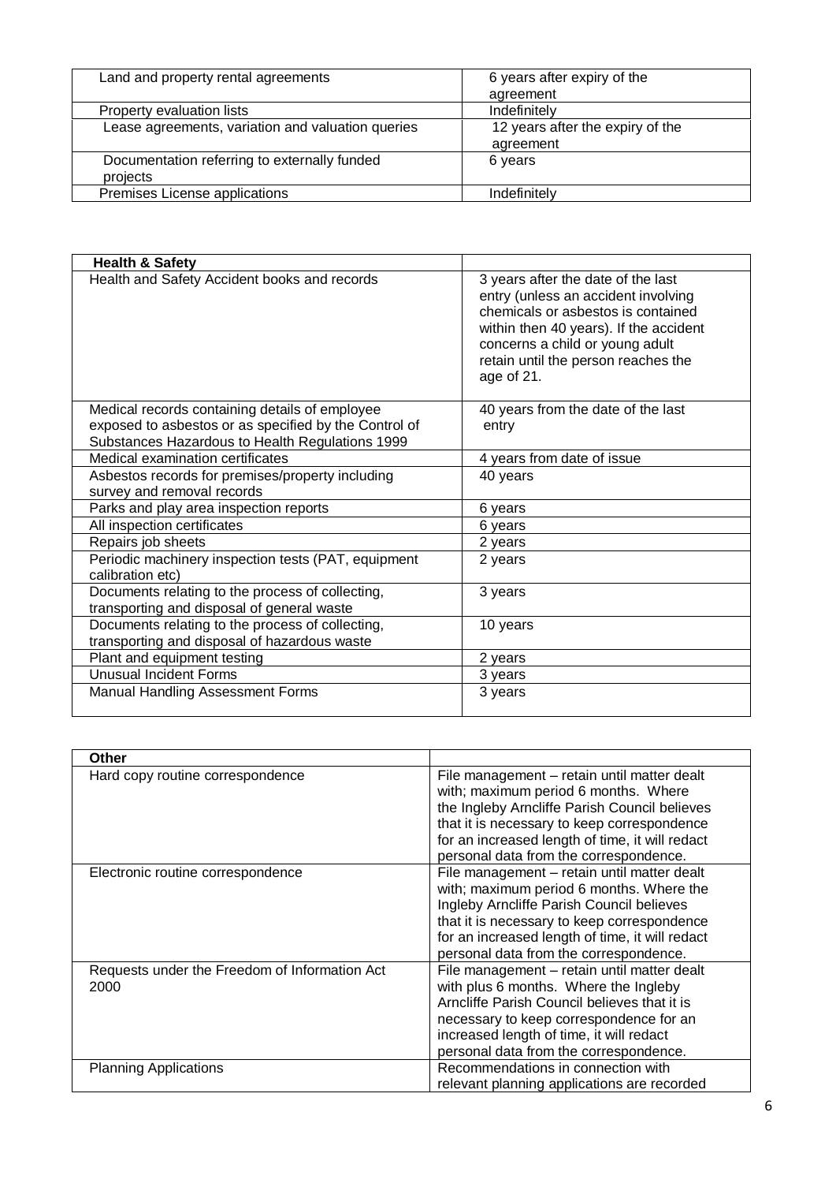| | |
|---|---|
| Land and property rental agreements | 6 years after expiry of the agreement |
| Property evaluation lists | Indefinitely |
| Lease agreements, variation and valuation queries | 12 years after the expiry of the agreement |
| Documentation referring to externally funded projects | 6 years |
| Premises License applications | Indefinitely |

| **Health & Safety** | |
|---|---|
| Health and Safety Accident books and records | 3 years after the date of the last entry (unless an accident involving chemicals or asbestos is contained within then 40 years). If the accident concerns a child or young adult retain until the person reaches the age of 21. |
| Medical records containing details of employee exposed to asbestos or as specified by the Control of Substances Hazardous to Health Regulations 1999 | 40 years from the date of the last entry |
| Medical examination certificates | 4 years from date of issue |
| Asbestos records for premises/property including survey and removal records | 40 years |
| Parks and play area inspection reports | 6 years |
| All inspection certificates | 6 years |
| Repairs job sheets | 2 years |
| Periodic machinery inspection tests (PAT, equipment calibration etc) | 2 years |
| Documents relating to the process of collecting, transporting and disposal of general waste | 3 years |
| Documents relating to the process of collecting, transporting and disposal of hazardous waste | 10 years |
| Plant and equipment testing | 2 years |
| Unusual Incident Forms | 3 years |
| Manual Handling Assessment Forms | 3 years |

| **Other** | |
|---|---|
| Hard copy routine correspondence | File management – retain until matter dealt with; maximum period 6 months. Where the Ingleby Arncliffe Parish Council believes that it is necessary to keep correspondence for an increased length of time, it will redact personal data from the correspondence. |
| Electronic routine correspondence | File management – retain until matter dealt with; maximum period 6 months. Where the Ingleby Arncliffe Parish Council believes that it is necessary to keep correspondence for an increased length of time, it will redact personal data from the correspondence. |
| Requests under the Freedom of Information Act 2000 | File management – retain until matter dealt with plus 6 months. Where the Ingleby Arncliffe Parish Council believes that it is necessary to keep correspondence for an increased length of time, it will redact personal data from the correspondence. |
| Planning Applications | Recommendations in connection with relevant planning applications are recorded |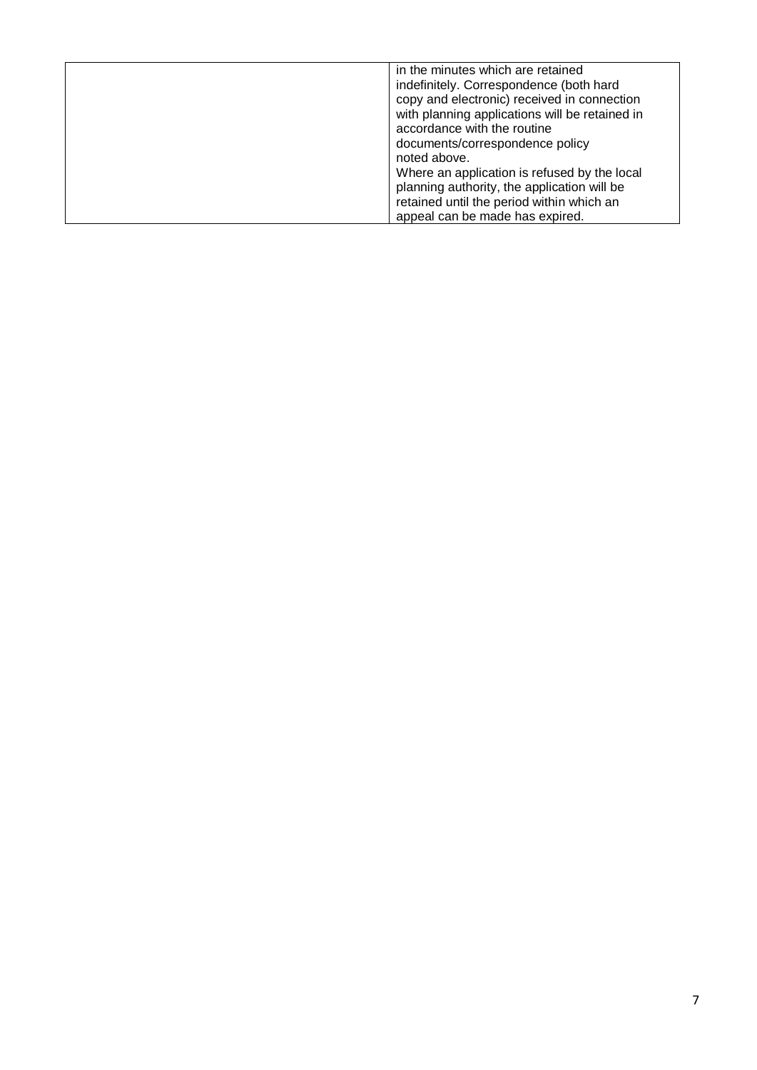| | |
|---|---|
| | in the minutes which are retained indefinitely. Correspondence (both hard copy and electronic) received in connection with planning applications will be retained in accordance with the routine documents/correspondence policy noted above.<br>Where an application is refused by the local planning authority, the application will be retained until the period within which an appeal can be made has expired. |